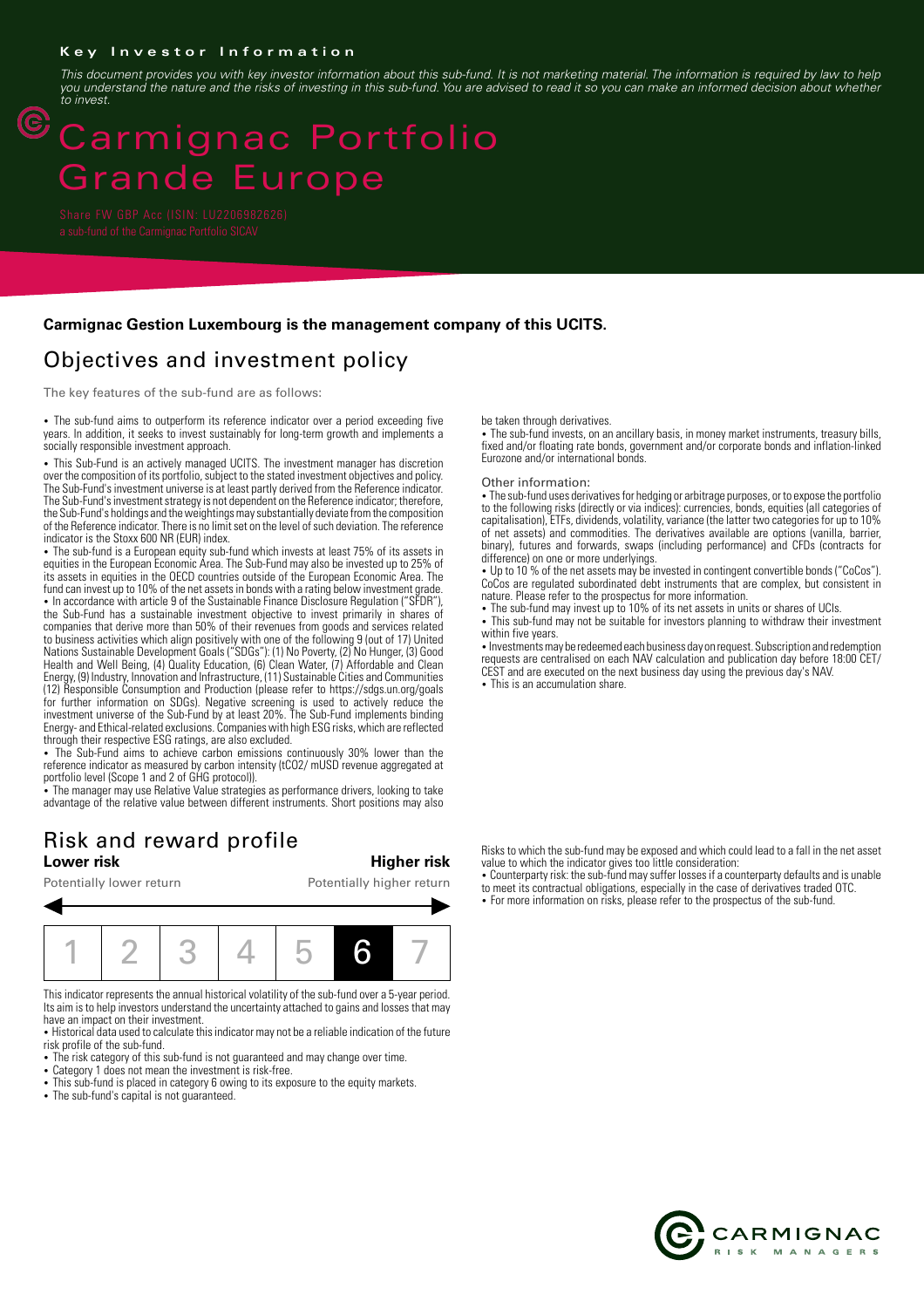**Key Investor Information**

*This document provides you with key investor information about this sub-fund. It is not marketing material. The information is required by law to help you understand the nature and the risks of investing in this sub-fund. You are advised to read it so you can make an informed decision about whether to invest.*

# Carmignac Portfolio Grande Europe

Share FW GBP Acc (ISIN: LU2206982626)
a sub-fund of the Carmignac Portfolio SICAV

**Carmignac Gestion Luxembourg is the management company of this UCITS.**

## Objectives and investment policy

The key features of the sub-fund are as follows:

• The sub-fund aims to outperform its reference indicator over a period exceeding five years. In addition, it seeks to invest sustainably for long-term growth and implements a socially responsible investment approach.

• This Sub-Fund is an actively managed UCITS. The investment manager has discretion over the composition of its portfolio, subject to the stated investment objectives and policy. The Sub-Fund's investment universe is at least partly derived from the Reference indicator. The Sub-Fund's investment strategy is not dependent on the Reference indicator; therefore, the Sub-Fund's holdings and the weightings may substantially deviate from the composition of the Reference indicator. There is no limit set on the level of such deviation. The reference indicator is the Stoxx 600 NR (EUR) index.

• The sub-fund is a European equity sub-fund which invests at least 75% of its assets in equities in the European Economic Area. The Sub-Fund may also be invested up to 25% of its assets in equities in the OECD countries outside of the European Economic Area. The fund can invest up to 10% of the net assets in bonds with a rating below investment grade.

• In accordance with article 9 of the Sustainable Finance Disclosure Regulation ("SFDR"), the Sub-Fund has a sustainable investment objective to invest primarily in shares of companies that derive more than 50% of their revenues from goods and services related to business activities which align positively with one of the following 9 (out of 17) United Nations Sustainable Development Goals ("SDGs"): (1) No Poverty, (2) No Hunger, (3) Good Health and Well Being, (4) Quality Education, (6) Clean Water, (7) Affordable and Clean Energy, (9) Industry, Innovation and Infrastructure, (11) Sustainable Cities and Communities (12) Responsible Consumption and Production (please refer to https://sdgs.un.org/goals for further information on SDGs). Negative screening is used to actively reduce the investment universe of the Sub-Fund by at least 20%. The Sub-Fund implements binding Energy- and Ethical-related exclusions. Companies with high ESG risks, which are reflected through their respective ESG ratings, are also excluded.

• The Sub-Fund aims to achieve carbon emissions continuously 30% lower than the reference indicator as measured by carbon intensity (tCO2/ mUSD revenue aggregated at portfolio level (Scope 1 and 2 of GHG protocol)).

• The manager may use Relative Value strategies as performance drivers, looking to take advantage of the relative value between different instruments. Short positions may also be taken through derivatives.

• The sub-fund invests, on an ancillary basis, in money market instruments, treasury bills, fixed and/or floating rate bonds, government and/or corporate bonds and inflation-linked Eurozone and/or international bonds.

Other information:

• The sub-fund uses derivatives for hedging or arbitrage purposes, or to expose the portfolio to the following risks (directly or via indices): currencies, bonds, equities (all categories of capitalisation), ETFs, dividends, volatility, variance (the latter two categories for up to 10% of net assets) and commodities. The derivatives available are options (vanilla, barrier, binary), futures and forwards, swaps (including performance) and CFDs (contracts for difference) on one or more underlyings.

• Up to 10 % of the net assets may be invested in contingent convertible bonds ("CoCos"). CoCos are regulated subordinated debt instruments that are complex, but consistent in nature. Please refer to the prospectus for more information.

• The sub-fund may invest up to 10% of its net assets in units or shares of UCIs.

• This sub-fund may not be suitable for investors planning to withdraw their investment within five years.

• Investments may be redeemed each business day on request. Subscription and redemption requests are centralised on each NAV calculation and publication day before 18:00 CET/CEST and are executed on the next business day using the previous day's NAV.

• This is an accumulation share.

## Risk and reward profile

**Lower risk** — **Higher risk**

Potentially lower return — Potentially higher return

| 1 | 2 | 3 | 4 | 5 | **6** | 7 |
|---|---|---|---|---|---|---|

This indicator represents the annual historical volatility of the sub-fund over a 5-year period. Its aim is to help investors understand the uncertainty attached to gains and losses that may have an impact on their investment.

• Historical data used to calculate this indicator may not be a reliable indication of the future risk profile of the sub-fund.

• The risk category of this sub-fund is not guaranteed and may change over time.

• Category 1 does not mean the investment is risk-free.

• This sub-fund is placed in category 6 owing to its exposure to the equity markets.

• The sub-fund's capital is not guaranteed.

Risks to which the sub-fund may be exposed and which could lead to a fall in the net asset value to which the indicator gives too little consideration:

• Counterparty risk: the sub-fund may suffer losses if a counterparty defaults and is unable to meet its contractual obligations, especially in the case of derivatives traded OTC.

• For more information on risks, please refer to the prospectus of the sub-fund.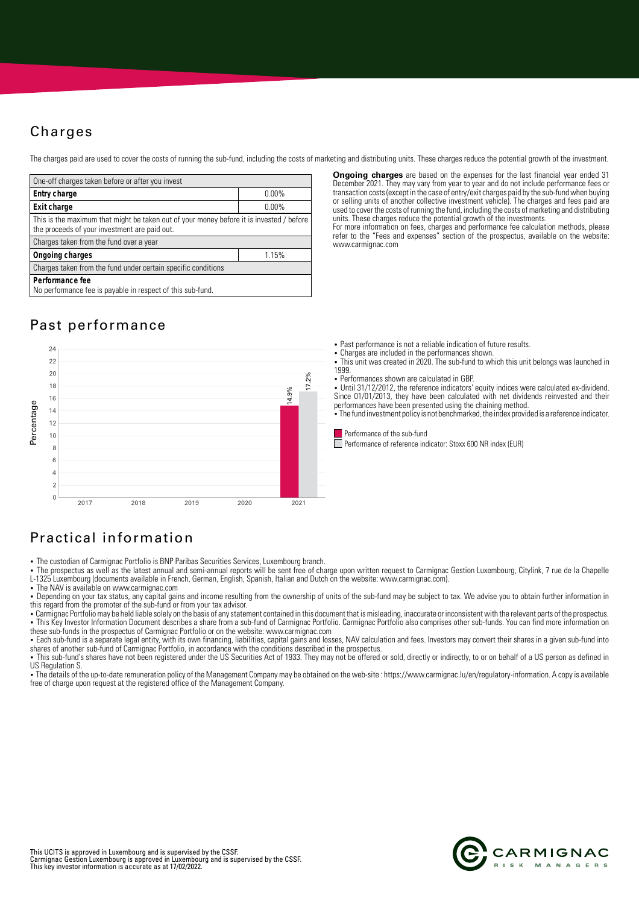## Charges

The charges paid are used to cover the costs of running the sub-fund, including the costs of marketing and distributing units. These charges reduce the potential growth of the investment.

| | |
|---|---|
| One-off charges taken before or after you invest | |
| **Entry charge** | 0.00% |
| **Exit charge** | 0.00% |
| This is the maximum that might be taken out of your money before it is invested / before the proceeds of your investment are paid out. | |
| Charges taken from the fund over a year | |
| **Ongoing charges** | 1.15% |
| Charges taken from the fund under certain specific conditions | |
| **Performance fee**<br>No performance fee is payable in respect of this sub-fund. | |

**Ongoing charges** are based on the expenses for the last financial year ended 31 December 2021. They may vary from year to year and do not include performance fees or transaction costs (except in the case of entry/exit charges paid by the sub-fund when buying or selling units of another collective investment vehicle). The charges and fees paid are used to cover the costs of running the fund, including the costs of marketing and distributing units. These charges reduce the potential growth of the investments.
For more information on fees, charges and performance fee calculation methods, please refer to the "Fees and expenses" section of the prospectus, available on the website: www.carmignac.com

## Past performance

Percentage
24
22
20
18
16
14
12
10
8
6
4
2
0
2017
2018
2019
2020
2021
14.9%
17.2%

- Past performance is not a reliable indication of future results.
- Charges are included in the performances shown.
- This unit was created in 2020. The sub-fund to which this unit belongs was launched in 1999.
- Performances shown are calculated in GBP.
- Until 31/12/2012, the reference indicators' equity indices were calculated ex-dividend. Since 01/01/2013, they have been calculated with net dividends reinvested and their performances have been presented using the chaining method.
- The fund investment policy is not benchmarked, the index provided is a reference indicator.

Performance of the sub-fund
Performance of reference indicator: Stoxx 600 NR index (EUR)

## Practical information

- The custodian of Carmignac Portfolio is BNP Paribas Securities Services, Luxembourg branch.
- The prospectus as well as the latest annual and semi-annual reports will be sent free of charge upon written request to Carmignac Gestion Luxembourg, Citylink, 7 rue de la Chapelle L-1325 Luxembourg (documents available in French, German, English, Spanish, Italian and Dutch on the website: www.carmignac.com).
- The NAV is available on www.carmignac.com
- Depending on your tax status, any capital gains and income resulting from the ownership of units of the sub-fund may be subject to tax. We advise you to obtain further information in this regard from the promoter of the sub-fund or from your tax advisor.
- Carmignac Portfolio may be held liable solely on the basis of any statement contained in this document that is misleading, inaccurate or inconsistent with the relevant parts of the prospectus.
- This Key Investor Information Document describes a share from a sub-fund of Carmignac Portfolio. Carmignac Portfolio also comprises other sub-funds. You can find more information on these sub-funds in the prospectus of Carmignac Portfolio or on the website: www.carmignac.com
- Each sub-fund is a separate legal entity, with its own financing, liabilities, capital gains and losses, NAV calculation and fees. Investors may convert their shares in a given sub-fund into shares of another sub-fund of Carmignac Portfolio, in accordance with the conditions described in the prospectus.
- This sub-fund's shares have not been registered under the US Securities Act of 1933. They may not be offered or sold, directly or indirectly, to or on behalf of a US person as defined in US Regulation S.
- The details of the up-to-date remuneration policy of the Management Company may be obtained on the web-site : https://www.carmignac.lu/en/regulatory-information. A copy is available free of charge upon request at the registered office of the Management Company.

This UCITS is approved in Luxembourg and is supervised by the CSSF.
Carmignac Gestion Luxembourg is approved in Luxembourg and is supervised by the CSSF.
This key investor information is accurate as at 17/02/2022.